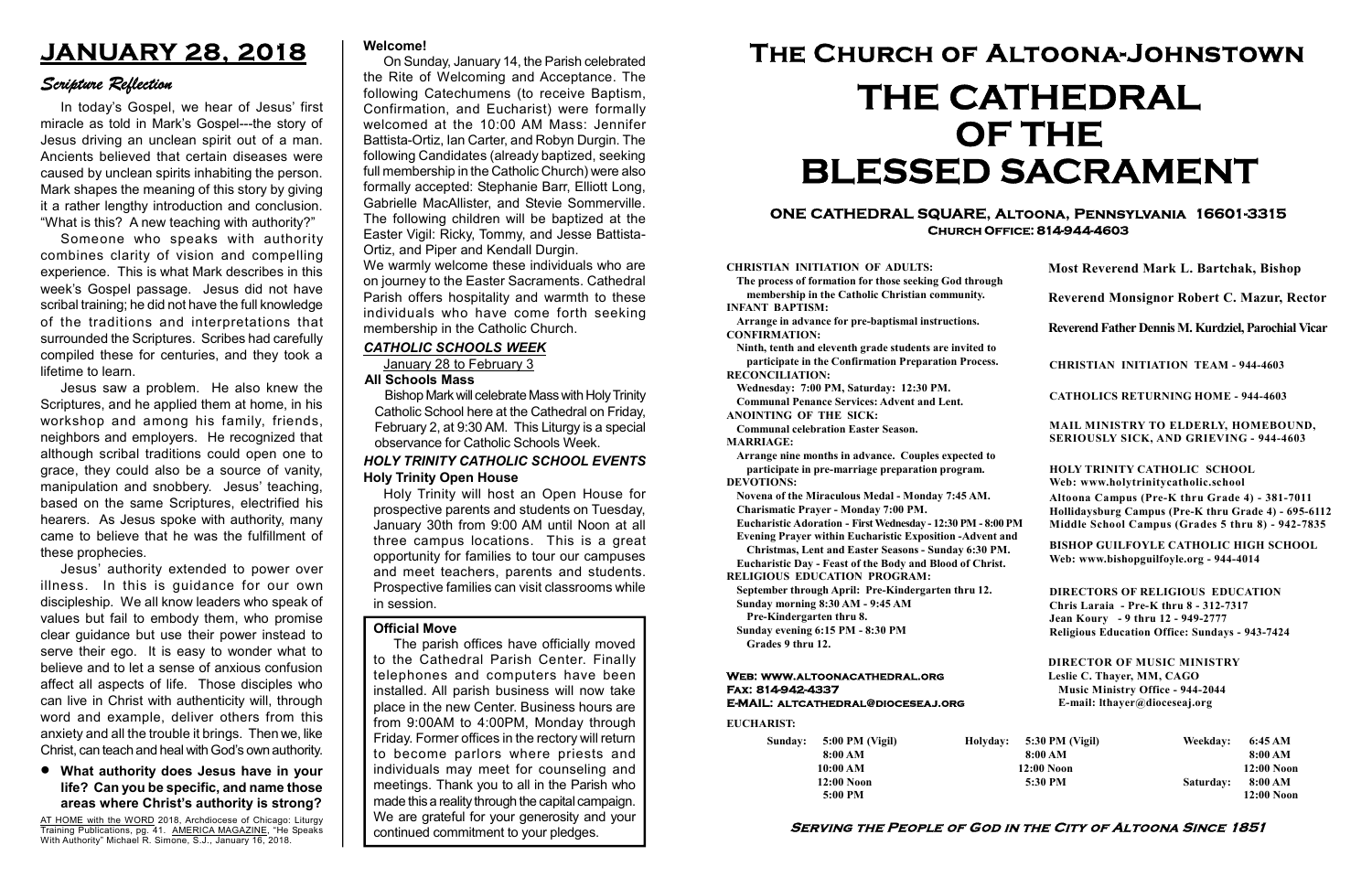# JANUARY 28, 2018

## *Scripture Reflection*

In today's Gospel, we hear of Jesus' first miracle as told in Mark's Gospel---the story of Jesus driving an unclean spirit out of a man. Ancients believed that certain diseases were caused by unclean spirits inhabiting the person. Mark shapes the meaning of this story by giving it a rather lengthy introduction and conclusion. "What is this? A new teaching with authority?"

Someone who speaks with authority combines clarity of vision and compelling experience. This is what Mark describes in this week's Gospel passage. Jesus did not have scribal training; he did not have the full knowledge of the traditions and interpretations that surrounded the Scriptures. Scribes had carefully compiled these for centuries, and they took a lifetime to learn.

Jesus saw a problem. He also knew the Scriptures, and he applied them at home, in his workshop and among his family, friends, neighbors and employers. He recognized that although scribal traditions could open one to grace, they could also be a source of vanity, manipulation and snobbery. Jesus' teaching, based on the same Scriptures, electrified his hearers. As Jesus spoke with authority, many came to believe that he was the fulfillment of these prophecies.

Jesus' authority extended to power over illness. In this is guidance for our own discipleship. We all know leaders who speak of values but fail to embody them, who promise clear guidance but use their power instead to serve their ego. It is easy to wonder what to believe and to let a sense of anxious confusion affect all aspects of life. Those disciples who can live in Christ with authenticity will, through word and example, deliver others from this anxiety and all the trouble it brings. Then we, like Christ, can teach and heal with God's own authority.

- **What authority does Jesus have in your life? Can you be specific, and name those areas where Christ's authority is strong?**

AT HOME with the WORD 2018, Archdiocese of Chicago: Liturgy Training Publications, pg. 41. AMERICA MAGAZINE, "He Speaks With Authority" Michael R. Simone, S.J., January 16, 2018.

### Welcome!

On Sunday, January 14, the Parish celebrated the Rite of Welcoming and Acceptance. The following Catechumens (to receive Baptism, Confirmation, and Eucharist) were formally welcomed at the 10:00 AM Mass: Jennifer Battista-Ortiz, Ian Carter, and Robyn Durgin. The following Candidates (already baptized, seeking full membership in the Catholic Church) were also formally accepted: Stephanie Barr, Elliott Long, Gabrielle MacAllister, and Stevie Sommerville. The following children will be baptized at the Easter Vigil: Ricky, Tommy, and Jesse Battista-Ortiz, and Piper and Kendall Durgin.

We warmly welcome these individuals who are on journey to the Easter Sacraments. Cathedral Parish offers hospitality and warmth to these individuals who have come forth seeking membership in the Catholic Church.

### *CATHOLIC SCHOOLS WEEK*

January 28 to February 3

**All Schools Mass**

Bishop Mark will celebrate Mass with Holy Trinity Catholic School here at the Cathedral on Friday, February 2, at 9:30 AM. This Liturgy is a special observance for Catholic Schools Week.

### *HOLY TRINITY CATHOLIC SCHOOL EVENTS*

**Holy Trinity Open House**

Holy Trinity will host an Open House for prospective parents and students on Tuesday, January 30th from 9:00 AM until Noon at all three campus locations. This is a great opportunity for families to tour our campuses and meet teachers, parents and students. Prospective families can visit classrooms while in session.

### Official Move

The parish offices have officially moved to the Cathedral Parish Center. Finally telephones and computers have been installed. All parish business will now take place in the new Center. Business hours are from 9:00AM to 4:00PM, Monday through Friday. Former offices in the rectory will return to become parlors where priests and individuals may meet for counseling and meetings. Thank you to all in the Parish who made this a reality through the capital campaign. We are grateful for your generosity and your continued commitment to your pledges.

# The Church of Altoona-Johnstown

# THE CATHEDRAL OF THE BLESSED SACRAMENT

**ONE CATHEDRAL SQUARE, Altoona, Pennsylvania 16601-3315**
**Church Office: 814-944-4603**

**CHRISTIAN INITIATION OF ADULTS:**
The process of formation for those seeking God through membership in the Catholic Christian community.
**INFANT BAPTISM:**
Arrange in advance for pre-baptismal instructions.
**CONFIRMATION:**
Ninth, tenth and eleventh grade students are invited to participate in the Confirmation Preparation Process.
**RECONCILIATION:**
Wednesday: 7:00 PM, Saturday: 12:30 PM.
Communal Penance Services: Advent and Lent.
**ANOINTING OF THE SICK:**
Communal celebration Easter Season.
**MARRIAGE:**
Arrange nine months in advance. Couples expected to participate in pre-marriage preparation program.
**DEVOTIONS:**
Novena of the Miraculous Medal - Monday 7:45 AM.
Charismatic Prayer - Monday 7:00 PM.
Eucharistic Adoration - First Wednesday - 12:30 PM - 8:00 PM
Evening Prayer within Eucharistic Exposition -Advent and Christmas, Lent and Easter Seasons - Sunday 6:30 PM.
Eucharistic Day - Feast of the Body and Blood of Christ.
**RELIGIOUS EDUCATION PROGRAM:**
September through April: Pre-Kindergarten thru 12.
Sunday morning 8:30 AM - 9:45 AM
Pre-Kindergarten thru 8.
Sunday evening 6:15 PM - 8:30 PM
Grades 9 thru 12.

**Web: www.altoonacathedral.org**
**Fax: 814-942-4337**
**E-MAIL: altcathedral@dioceseaj.org**

**Most Reverend Mark L. Bartchak, Bishop**

**Reverend Monsignor Robert C. Mazur, Rector**

**Reverend Father Dennis M. Kurdziel, Parochial Vicar**

**CHRISTIAN INITIATION TEAM - 944-4603**

**CATHOLICS RETURNING HOME - 944-4603**

**MAIL MINISTRY TO ELDERLY, HOMEBOUND, SERIOUSLY SICK, AND GRIEVING - 944-4603**

**HOLY TRINITY CATHOLIC SCHOOL**
**Web: www.holytrinitycatholic.school**
Altoona Campus (Pre-K thru Grade 4) - 381-7011
Hollidaysburg Campus (Pre-K thru Grade 4) - 695-6112
Middle School Campus (Grades 5 thru 8) - 942-7835

**BISHOP GUILFOYLE CATHOLIC HIGH SCHOOL**
**Web: www.bishopguilfoyle.org - 944-4014**

**DIRECTORS OF RELIGIOUS EDUCATION**
Chris Laraia - Pre-K thru 8 - 312-7317
Jean Koury - 9 thru 12 - 949-2777
Religious Education Office: Sundays - 943-7424

**DIRECTOR OF MUSIC MINISTRY**
Leslie C. Thayer, MM, CAGO
Music Ministry Office - 944-2044
E-mail: lthayer@dioceseaj.org

**EUCHARIST:**

| Sunday: | 5:00 PM (Vigil) | Holyday: | 5:30 PM (Vigil) | Weekday: | 6:45 AM |
|---|---|---|---|---|---|
| | 8:00 AM | | 8:00 AM | | 8:00 AM |
| | 10:00 AM | | 12:00 Noon | | 12:00 Noon |
| | 12:00 Noon | | 5:30 PM | Saturday: | 8:00 AM |
| | 5:00 PM | | | | 12:00 Noon |

**Serving the People of God in the City of Altoona Since 1851**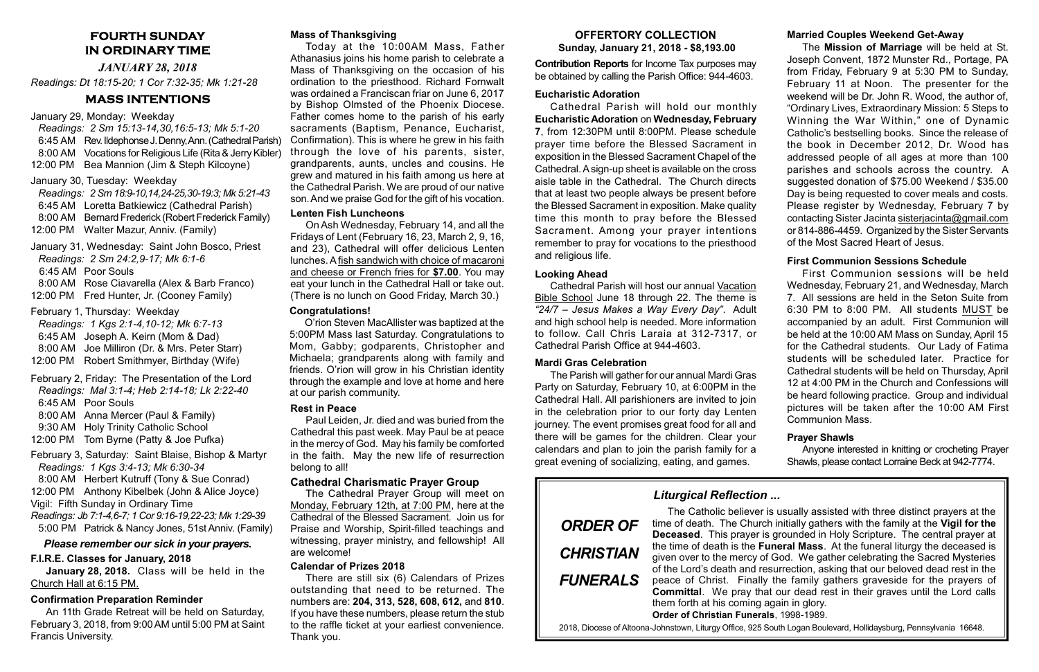# FOURTH SUNDAY IN ORDINARY TIME

*JANUARY 28, 2018*

*Readings: Dt 18:15-20; 1 Cor 7:32-35; Mk 1:21-28*

## MASS INTENTIONS

January 29, Monday: Weekday
*Readings: 2 Sm 15:13-14,30,16:5-13; Mk 5:1-20*
6:45 AM Rev. Ildephonse J. Denny, Ann. (Cathedral Parish)
8:00 AM Vocations for Religious Life (Rita & Jerry Kibler)
12:00 PM Bea Mannion (Jim & Steph Kilcoyne)

January 30, Tuesday: Weekday
*Readings: 2 Sm 18:9-10,14,24-25,30-19:3; Mk 5:21-43*
6:45 AM Loretta Batkiewicz (Cathedral Parish)
8:00 AM Bernard Frederick (Robert Frederick Family)
12:00 PM Walter Mazur, Anniv. (Family)

January 31, Wednesday: Saint John Bosco, Priest
*Readings: 2 Sm 24:2,9-17; Mk 6:1-6*
6:45 AM Poor Souls
8:00 AM Rose Ciavarella (Alex & Barb Franco)
12:00 PM Fred Hunter, Jr. (Cooney Family)

February 1, Thursday: Weekday
*Readings: 1 Kgs 2:1-4,10-12; Mk 6:7-13*
6:45 AM Joseph A. Keirn (Mom & Dad)
8:00 AM Joe Milliron (Dr. & Mrs. Peter Starr)
12:00 PM Robert Smithmyer, Birthday (Wife)

February 2, Friday: The Presentation of the Lord
*Readings: Mal 3:1-4; Heb 2:14-18; Lk 2:22-40*
6:45 AM Poor Souls
8:00 AM Anna Mercer (Paul & Family)
9:30 AM Holy Trinity Catholic School
12:00 PM Tom Byrne (Patty & Joe Pufka)

February 3, Saturday: Saint Blaise, Bishop & Martyr
*Readings: 1 Kgs 3:4-13; Mk 6:30-34*
8:00 AM Herbert Kutruff (Tony & Sue Conrad)
12:00 PM Anthony Kibelbek (John & Alice Joyce)
Vigil: Fifth Sunday in Ordinary Time
*Readings: Jb 7:1-4,6-7; 1 Cor 9:16-19,22-23; Mk 1:29-39*
5:00 PM Patrick & Nancy Jones, 51st Anniv. (Family)

***Please remember our sick in your prayers.***

### F.I.R.E. Classes for January, 2018

**January 28, 2018.** Class will be held in the Church Hall at 6:15 PM.

### Confirmation Preparation Reminder

An 11th Grade Retreat will be held on Saturday, February 3, 2018, from 9:00 AM until 5:00 PM at Saint Francis University.

### Mass of Thanksgiving

Today at the 10:00AM Mass, Father Athanasius joins his home parish to celebrate a Mass of Thanksgiving on the occasion of his ordination to the priesthood. Richard Fornwalt was ordained a Franciscan friar on June 6, 2017 by Bishop Olmsted of the Phoenix Diocese. Father comes home to the parish of his early sacraments (Baptism, Penance, Eucharist, Confirmation). This is where he grew in his faith through the love of his parents, sister, grandparents, aunts, uncles and cousins. He grew and matured in his faith among us here at the Cathedral Parish. We are proud of our native son. And we praise God for the gift of his vocation.

### Lenten Fish Luncheons

On Ash Wednesday, February 14, and all the Fridays of Lent (February 16, 23, March 2, 9, 16, and 23), Cathedral will offer delicious Lenten lunches. A fish sandwich with choice of macaroni and cheese or French fries for **$7.00**. You may eat your lunch in the Cathedral Hall or take out. (There is no lunch on Good Friday, March 30.)

### Congratulations!

O'rion Steven MacAllister was baptized at the 5:00PM Mass last Saturday. Congratulations to Mom, Gabby; godparents, Christopher and Michaela; grandparents along with family and friends. O'rion will grow in his Christian identity through the example and love at home and here at our parish community.

### Rest in Peace

Paul Leiden, Jr. died and was buried from the Cathedral this past week. May Paul be at peace in the mercy of God. May his family be comforted in the faith. May the new life of resurrection belong to all!

### Cathedral Charismatic Prayer Group

The Cathedral Prayer Group will meet on Monday, February 12th, at 7:00 PM, here at the Cathedral of the Blessed Sacrament. Join us for Praise and Worship, Spirit-filled teachings and witnessing, prayer ministry, and fellowship! All are welcome!

### Calendar of Prizes 2018

There are still six (6) Calendars of Prizes outstanding that need to be returned. The numbers are: **204, 313, 528, 608, 612,** and **810**. If you have these numbers, please return the stub to the raffle ticket at your earliest convenience. Thank you.

### OFFERTORY COLLECTION
**Sunday, January 21, 2018 - $8,193.00**

**Contribution Reports** for Income Tax purposes may be obtained by calling the Parish Office: 944-4603.

### Eucharistic Adoration

Cathedral Parish will hold our monthly **Eucharistic Adoration** on **Wednesday, February 7**, from 12:30PM until 8:00PM. Please schedule prayer time before the Blessed Sacrament in exposition in the Blessed Sacrament Chapel of the Cathedral. A sign-up sheet is available on the cross aisle table in the Cathedral. The Church directs that at least two people always be present before the Blessed Sacrament in exposition. Make quality time this month to pray before the Blessed Sacrament. Among your prayer intentions remember to pray for vocations to the priesthood and religious life.

### Looking Ahead

Cathedral Parish will host our annual Vacation Bible School June 18 through 22. The theme is *"24/7 – Jesus Makes a Way Every Day"*. Adult and high school help is needed. More information to follow. Call Chris Laraia at 312-7317, or Cathedral Parish Office at 944-4603.

### Mardi Gras Celebration

The Parish will gather for our annual Mardi Gras Party on Saturday, February 10, at 6:00PM in the Cathedral Hall. All parishioners are invited to join in the celebration prior to our forty day Lenten journey. The event promises great food for all and there will be games for the children. Clear your calendars and plan to join the parish family for a great evening of socializing, eating, and games.

### Married Couples Weekend Get-Away

The **Mission of Marriage** will be held at St. Joseph Convent, 1872 Munster Rd., Portage, PA from Friday, February 9 at 5:30 PM to Sunday, February 11 at Noon. The presenter for the weekend will be Dr. John R. Wood, the author of, "Ordinary Lives, Extraordinary Mission: 5 Steps to Winning the War Within," one of Dynamic Catholic's bestselling books. Since the release of the book in December 2012, Dr. Wood has addressed people of all ages at more than 100 parishes and schools across the country. A suggested donation of $75.00 Weekend / $35.00 Day is being requested to cover meals and costs. Please register by Wednesday, February 7 by contacting Sister Jacinta sisterjacinta@gmail.com or 814-886-4459. Organized by the Sister Servants of the Most Sacred Heart of Jesus.

### First Communion Sessions Schedule

First Communion sessions will be held Wednesday, February 21, and Wednesday, March 7. All sessions are held in the Seton Suite from 6:30 PM to 8:00 PM. All students MUST be accompanied by an adult. First Communion will be held at the 10:00 AM Mass on Sunday, April 15 for the Cathedral students. Our Lady of Fatima students will be scheduled later. Practice for Cathedral students will be held on Thursday, April 12 at 4:00 PM in the Church and Confessions will be heard following practice. Group and individual pictures will be taken after the 10:00 AM First Communion Mass.

### Prayer Shawls

Anyone interested in knitting or crocheting Prayer Shawls, please contact Lorraine Beck at 942-7774.

### *Liturgical Reflection ...*

***ORDER OF CHRISTIAN FUNERALS***

The Catholic believer is usually assisted with three distinct prayers at the time of death. The Church initially gathers with the family at the **Vigil for the Deceased**. This prayer is grounded in Holy Scripture. The central prayer at the time of death is the **Funeral Mass**. At the funeral liturgy the deceased is given over to the mercy of God. We gather celebrating the Sacred Mysteries of the Lord's death and resurrection, asking that our beloved dead rest in the peace of Christ. Finally the family gathers graveside for the prayers of **Committal**. We pray that our dead rest in their graves until the Lord calls them forth at his coming again in glory.

**Order of Christian Funerals**, 1998-1989.

2018, Diocese of Altoona-Johnstown, Liturgy Office, 925 South Logan Boulevard, Hollidaysburg, Pennsylvania 16648.